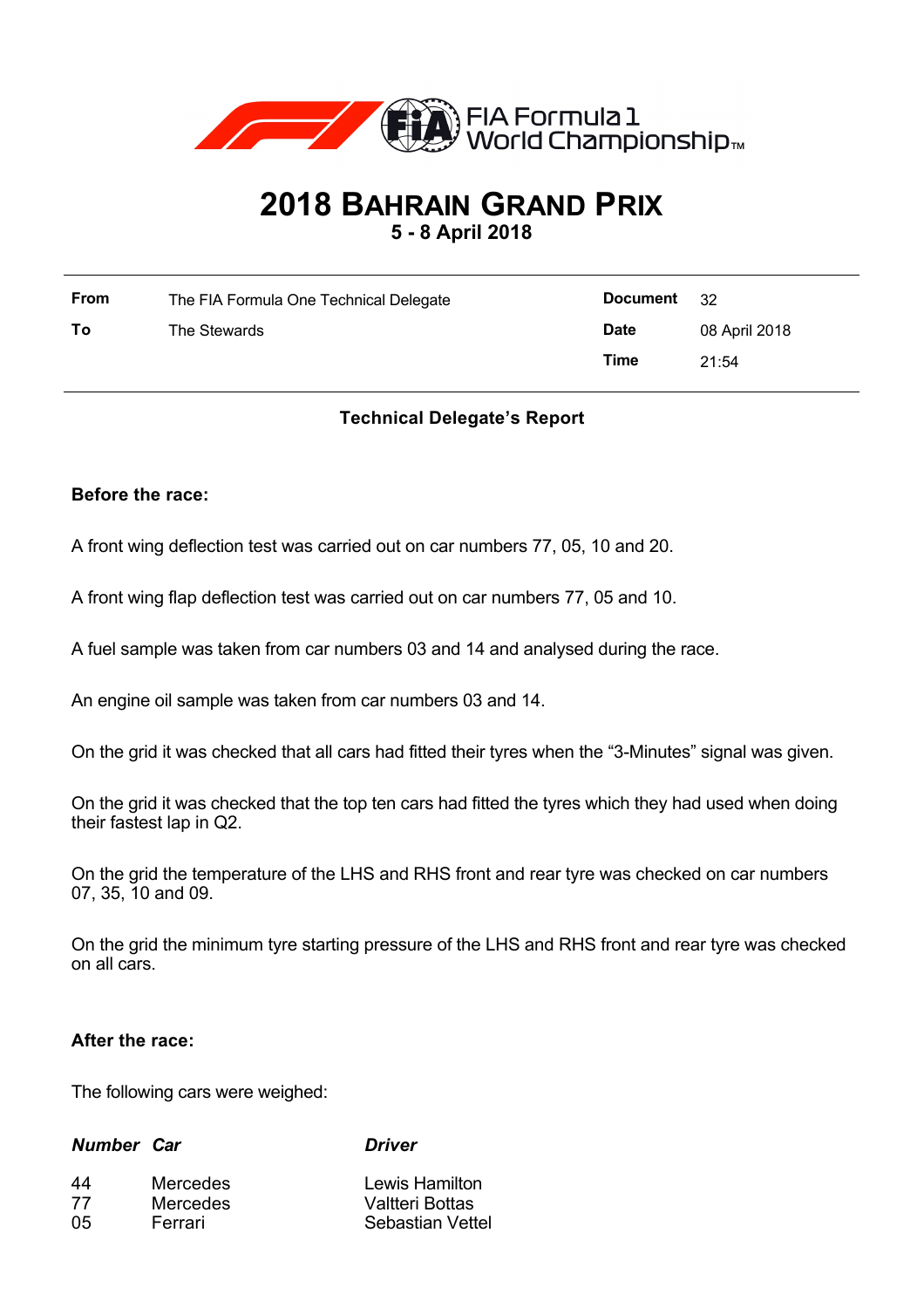FIA Formula 1 World Championship™

# 2018 Bahrain Grand Prix

**5 - 8 April 2018**

| | | | |
|---|---|---|---|
| **From** | The FIA Formula One Technical Delegate | **Document** | 32 |
| **To** | The Stewards | **Date** | 08 April 2018 |
| | | **Time** | 21:54 |

**Technical Delegate's Report**

**Before the race:**

A front wing deflection test was carried out on car numbers 77, 05, 10 and 20.

A front wing flap deflection test was carried out on car numbers 77, 05 and 10.

A fuel sample was taken from car numbers 03 and 14 and analysed during the race.

An engine oil sample was taken from car numbers 03 and 14.

On the grid it was checked that all cars had fitted their tyres when the "3-Minutes" signal was given.

On the grid it was checked that the top ten cars had fitted the tyres which they had used when doing their fastest lap in Q2.

On the grid the temperature of the LHS and RHS front and rear tyre was checked on car numbers 07, 35, 10 and 09.

On the grid the minimum tyre starting pressure of the LHS and RHS front and rear tyre was checked on all cars.

**After the race:**

The following cars were weighed:

| *Number* | *Car* | *Driver* |
|---|---|---|
| 44 | Mercedes | Lewis Hamilton |
| 77 | Mercedes | Valtteri Bottas |
| 05 | Ferrari | Sebastian Vettel |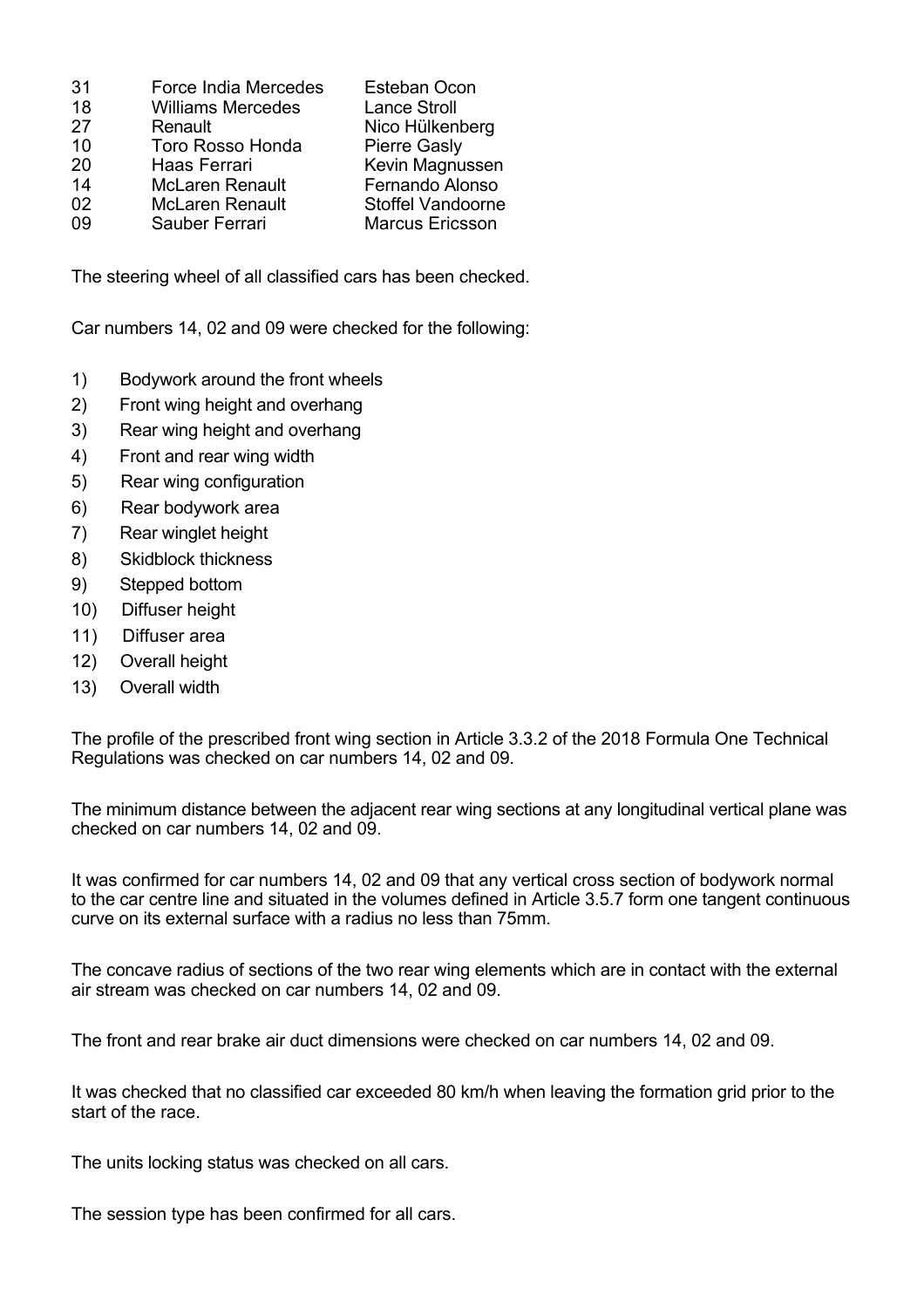| | | |
|---|---|---|
| 31 | Force India Mercedes | Esteban Ocon |
| 18 | Williams Mercedes | Lance Stroll |
| 27 | Renault | Nico Hülkenberg |
| 10 | Toro Rosso Honda | Pierre Gasly |
| 20 | Haas Ferrari | Kevin Magnussen |
| 14 | McLaren Renault | Fernando Alonso |
| 02 | McLaren Renault | Stoffel Vandoorne |
| 09 | Sauber Ferrari | Marcus Ericsson |

The steering wheel of all classified cars has been checked.

Car numbers 14, 02 and 09 were checked for the following:

1) Bodywork around the front wheels
2) Front wing height and overhang
3) Rear wing height and overhang
4) Front and rear wing width
5) Rear wing configuration
6) Rear bodywork area
7) Rear winglet height
8) Skidblock thickness
9) Stepped bottom
10) Diffuser height
11) Diffuser area
12) Overall height
13) Overall width

The profile of the prescribed front wing section in Article 3.3.2 of the 2018 Formula One Technical Regulations was checked on car numbers 14, 02 and 09.

The minimum distance between the adjacent rear wing sections at any longitudinal vertical plane was checked on car numbers 14, 02 and 09.

It was confirmed for car numbers 14, 02 and 09 that any vertical cross section of bodywork normal to the car centre line and situated in the volumes defined in Article 3.5.7 form one tangent continuous curve on its external surface with a radius no less than 75mm.

The concave radius of sections of the two rear wing elements which are in contact with the external air stream was checked on car numbers 14, 02 and 09.

The front and rear brake air duct dimensions were checked on car numbers 14, 02 and 09.

It was checked that no classified car exceeded 80 km/h when leaving the formation grid prior to the start of the race.

The units locking status was checked on all cars.

The session type has been confirmed for all cars.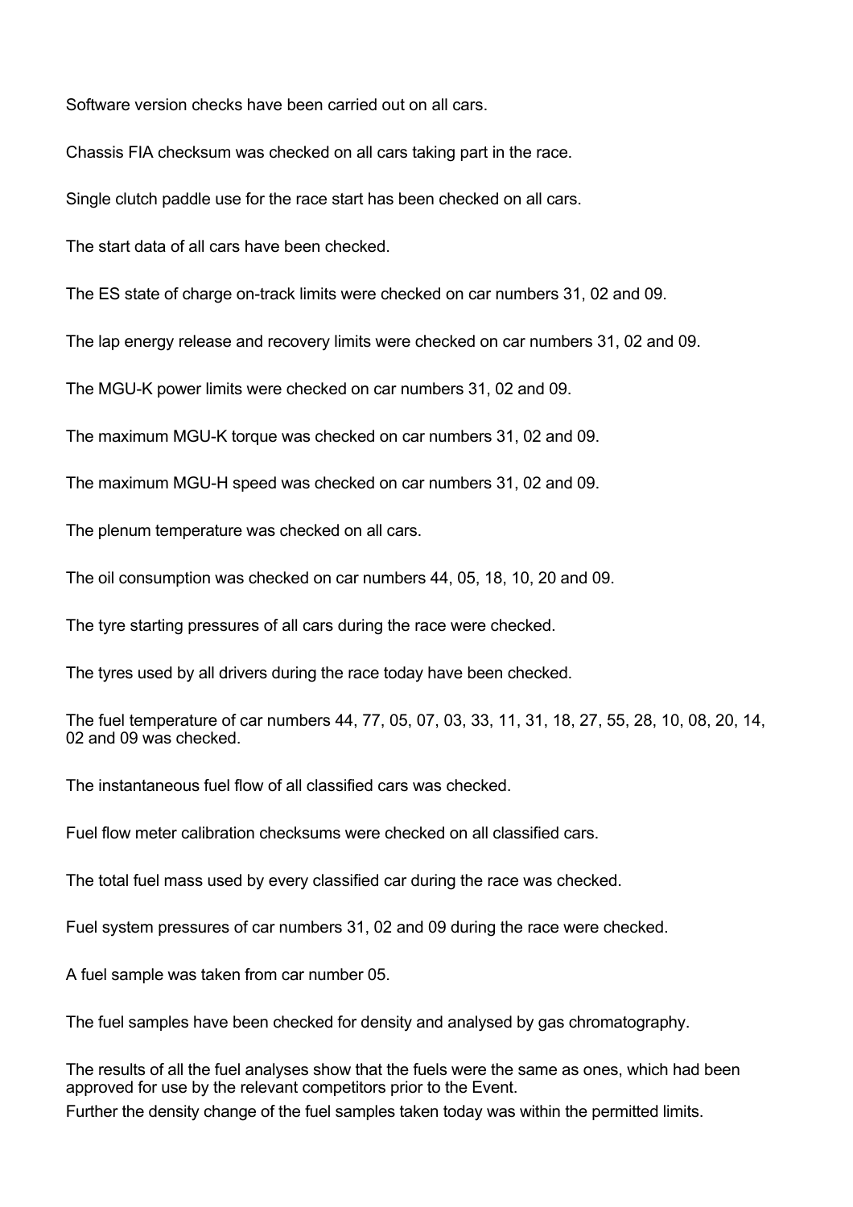Software version checks have been carried out on all cars.

Chassis FIA checksum was checked on all cars taking part in the race.

Single clutch paddle use for the race start has been checked on all cars.

The start data of all cars have been checked.

The ES state of charge on-track limits were checked on car numbers 31, 02 and 09.

The lap energy release and recovery limits were checked on car numbers 31, 02 and 09.

The MGU-K power limits were checked on car numbers 31, 02 and 09.

The maximum MGU-K torque was checked on car numbers 31, 02 and 09.

The maximum MGU-H speed was checked on car numbers 31, 02 and 09.

The plenum temperature was checked on all cars.

The oil consumption was checked on car numbers 44, 05, 18, 10, 20 and 09.

The tyre starting pressures of all cars during the race were checked.

The tyres used by all drivers during the race today have been checked.

The fuel temperature of car numbers 44, 77, 05, 07, 03, 33, 11, 31, 18, 27, 55, 28, 10, 08, 20, 14, 02 and 09 was checked.

The instantaneous fuel flow of all classified cars was checked.

Fuel flow meter calibration checksums were checked on all classified cars.

The total fuel mass used by every classified car during the race was checked.

Fuel system pressures of car numbers 31, 02 and 09 during the race were checked.

A fuel sample was taken from car number 05.

The fuel samples have been checked for density and analysed by gas chromatography.

The results of all the fuel analyses show that the fuels were the same as ones, which had been approved for use by the relevant competitors prior to the Event.
Further the density change of the fuel samples taken today was within the permitted limits.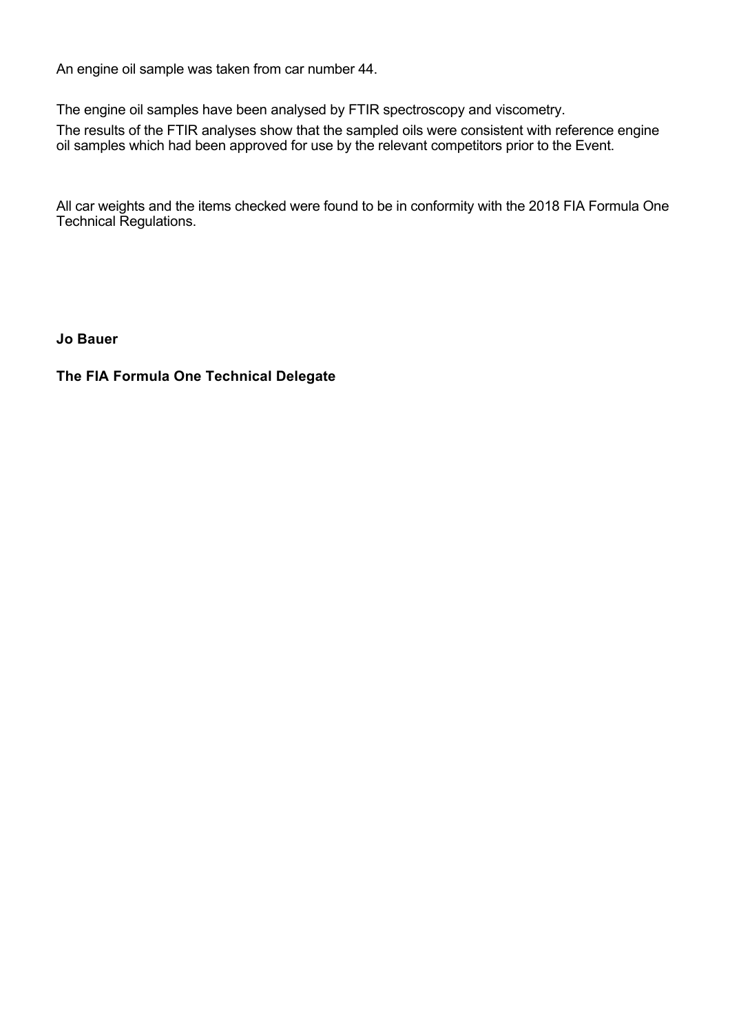An engine oil sample was taken from car number 44.

The engine oil samples have been analysed by FTIR spectroscopy and viscometry.

The results of the FTIR analyses show that the sampled oils were consistent with reference engine oil samples which had been approved for use by the relevant competitors prior to the Event.

All car weights and the items checked were found to be in conformity with the 2018 FIA Formula One Technical Regulations.

**Jo Bauer**

**The FIA Formula One Technical Delegate**